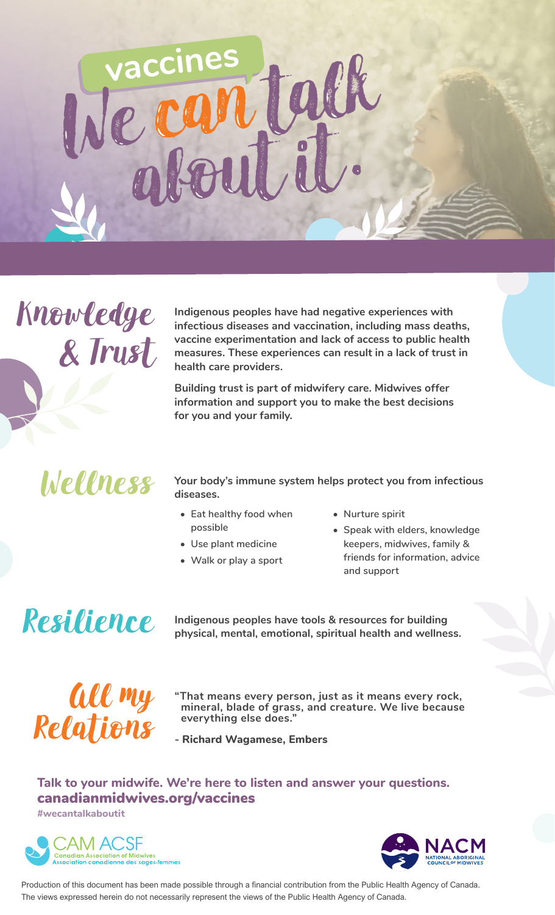# vaccines: We can talk about it.

## Knowledge & Trust

**Indigenous peoples have had negative experiences with infectious diseases and vaccination, including mass deaths, vaccine experimentation and lack of access to public health measures. These experiences can result in a lack of trust in health care providers.**

**Building trust is part of midwifery care. Midwives offer information and support you to make the best decisions for you and your family.**

## Wellness

**Your body's immune system helps protect you from infectious diseases.**

- Eat healthy food when possible
- Use plant medicine
- Walk or play a sport
- Nurture spirit
- Speak with elders, knowledge keepers, midwives, family & friends for information, advice and support

## Resilience

**Indigenous peoples have tools & resources for building physical, mental, emotional, spiritual health and wellness.**

## All my Relations

**"That means every person, just as it means every rock, mineral, blade of grass, and creature. We live because everything else does."**

**- Richard Wagamese, Embers**

**Talk to your midwife. We're here to listen and answer your questions.**

**canadianmidwives.org/vaccines**

**#wecantalkaboutit**

CAM ACSF — Canadian Association of Midwives / Association canadienne des sages-femmes

NACM — National Aboriginal Council of Midwives

Production of this document has been made possible through a financial contribution from the Public Health Agency of Canada. The views expressed herein do not necessarily represent the views of the Public Health Agency of Canada.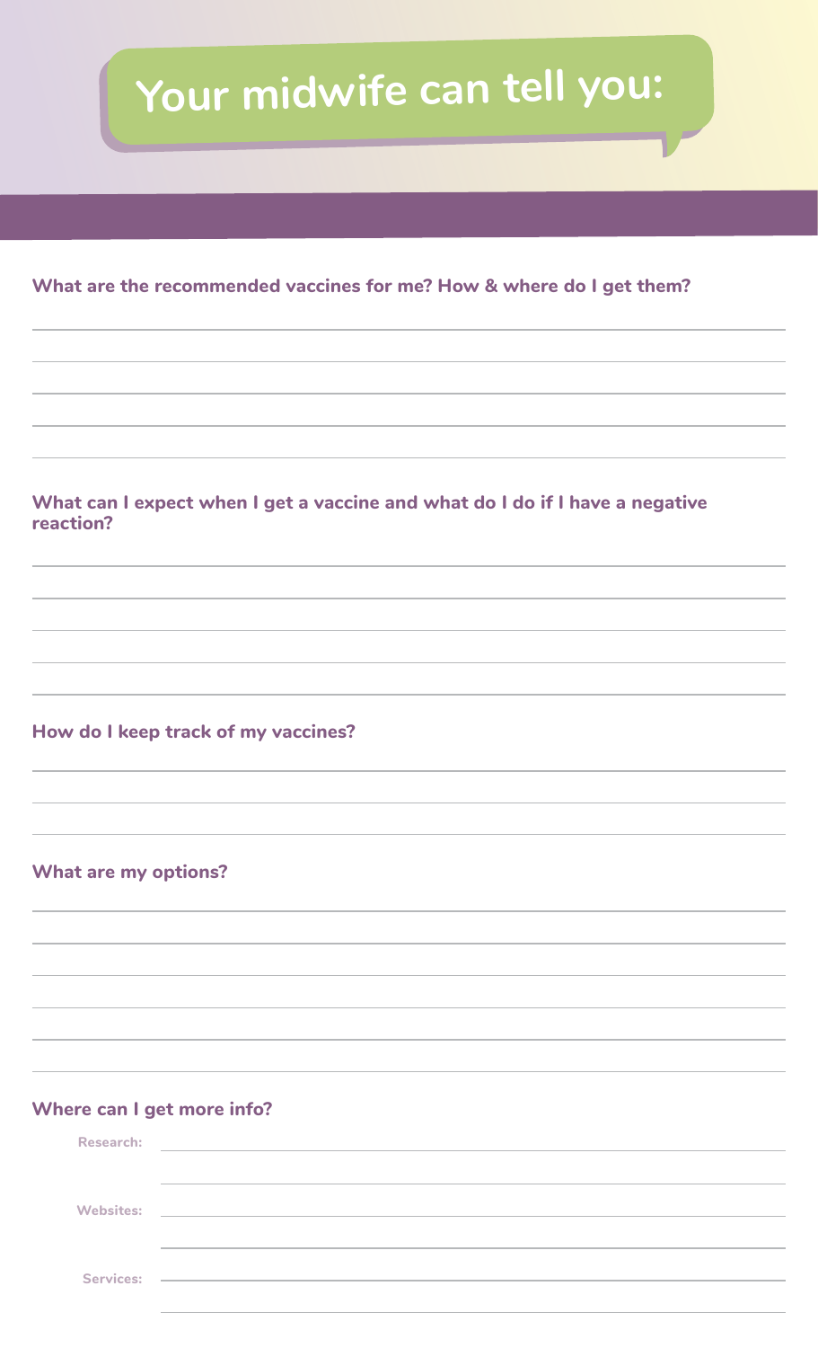# Your midwife can tell you:

**What are the recommended vaccines for me? How & where do I get them?**

**What can I expect when I get a vaccine and what do I do if I have a negative reaction?**

**How do I keep track of my vaccines?**

**What are my options?**

**Where can I get more info?**

Research:

Websites:

Services: